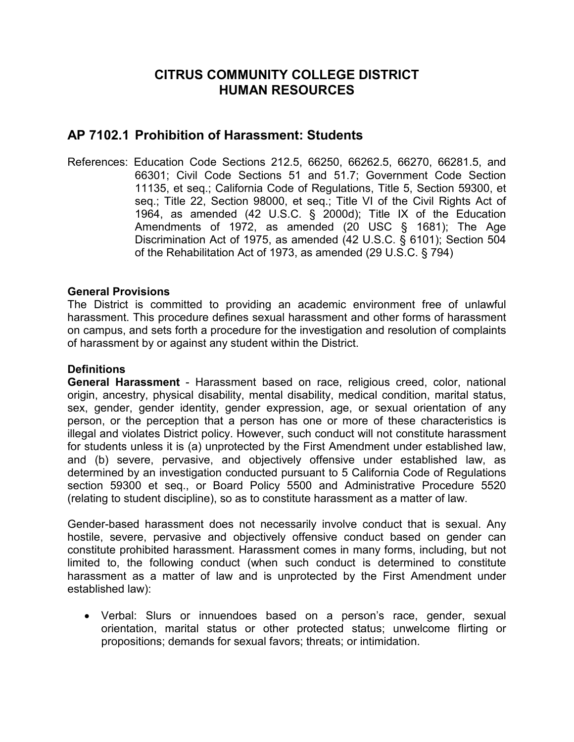# CITRUS COMMUNITY COLLEGE DISTRICT
# HUMAN RESOURCES

## AP 7102.1 Prohibition of Harassment: Students

References: Education Code Sections 212.5, 66250, 66262.5, 66270, 66281.5, and 66301; Civil Code Sections 51 and 51.7; Government Code Section 11135, et seq.; California Code of Regulations, Title 5, Section 59300, et seq.; Title 22, Section 98000, et seq.; Title VI of the Civil Rights Act of 1964, as amended (42 U.S.C. § 2000d); Title IX of the Education Amendments of 1972, as amended (20 USC § 1681); The Age Discrimination Act of 1975, as amended (42 U.S.C. § 6101); Section 504 of the Rehabilitation Act of 1973, as amended (29 U.S.C. § 794)

**General Provisions**

The District is committed to providing an academic environment free of unlawful harassment. This procedure defines sexual harassment and other forms of harassment on campus, and sets forth a procedure for the investigation and resolution of complaints of harassment by or against any student within the District.

**Definitions**

**General Harassment** - Harassment based on race, religious creed, color, national origin, ancestry, physical disability, mental disability, medical condition, marital status, sex, gender, gender identity, gender expression, age, or sexual orientation of any person, or the perception that a person has one or more of these characteristics is illegal and violates District policy. However, such conduct will not constitute harassment for students unless it is (a) unprotected by the First Amendment under established law, and (b) severe, pervasive, and objectively offensive under established law, as determined by an investigation conducted pursuant to 5 California Code of Regulations section 59300 et seq., or Board Policy 5500 and Administrative Procedure 5520 (relating to student discipline), so as to constitute harassment as a matter of law.

Gender-based harassment does not necessarily involve conduct that is sexual. Any hostile, severe, pervasive and objectively offensive conduct based on gender can constitute prohibited harassment. Harassment comes in many forms, including, but not limited to, the following conduct (when such conduct is determined to constitute harassment as a matter of law and is unprotected by the First Amendment under established law):

- Verbal: Slurs or innuendoes based on a person's race, gender, sexual orientation, marital status or other protected status; unwelcome flirting or propositions; demands for sexual favors; threats; or intimidation.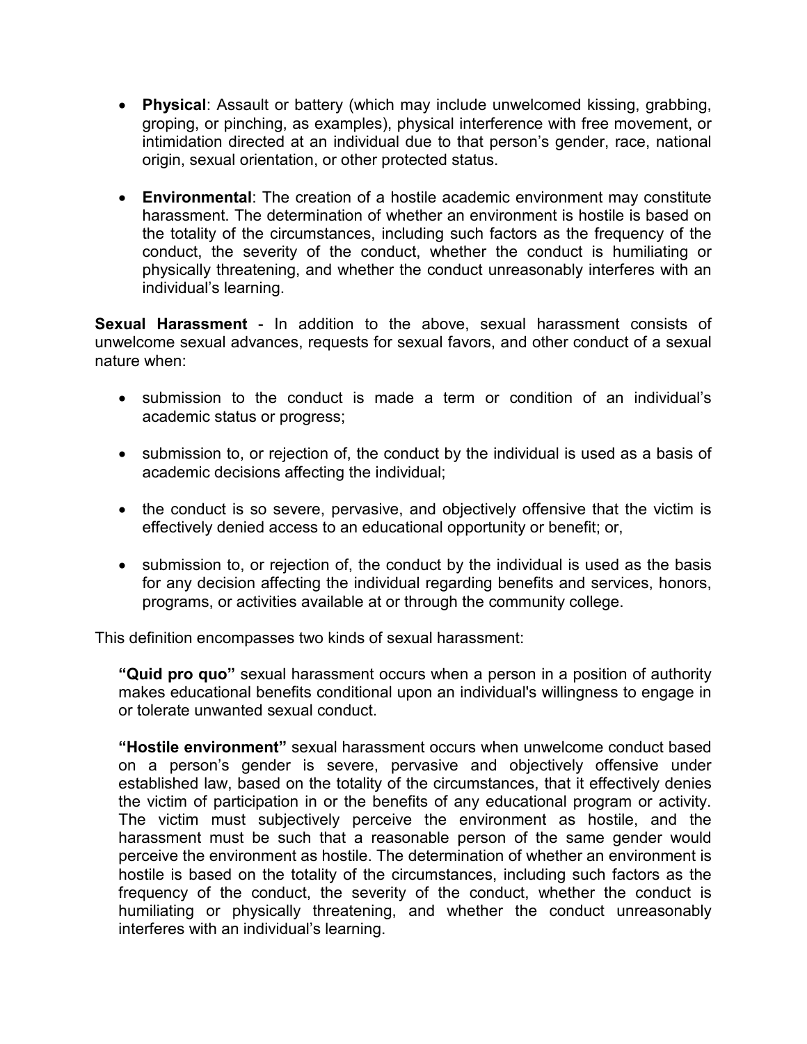- **Physical**: Assault or battery (which may include unwelcomed kissing, grabbing, groping, or pinching, as examples), physical interference with free movement, or intimidation directed at an individual due to that person's gender, race, national origin, sexual orientation, or other protected status.

- **Environmental**: The creation of a hostile academic environment may constitute harassment. The determination of whether an environment is hostile is based on the totality of the circumstances, including such factors as the frequency of the conduct, the severity of the conduct, whether the conduct is humiliating or physically threatening, and whether the conduct unreasonably interferes with an individual's learning.

**Sexual Harassment** - In addition to the above, sexual harassment consists of unwelcome sexual advances, requests for sexual favors, and other conduct of a sexual nature when:

- submission to the conduct is made a term or condition of an individual's academic status or progress;

- submission to, or rejection of, the conduct by the individual is used as a basis of academic decisions affecting the individual;

- the conduct is so severe, pervasive, and objectively offensive that the victim is effectively denied access to an educational opportunity or benefit; or,

- submission to, or rejection of, the conduct by the individual is used as the basis for any decision affecting the individual regarding benefits and services, honors, programs, or activities available at or through the community college.

This definition encompasses two kinds of sexual harassment:

> **"Quid pro quo"** sexual harassment occurs when a person in a position of authority makes educational benefits conditional upon an individual's willingness to engage in or tolerate unwanted sexual conduct.
>
> **"Hostile environment"** sexual harassment occurs when unwelcome conduct based on a person's gender is severe, pervasive and objectively offensive under established law, based on the totality of the circumstances, that it effectively denies the victim of participation in or the benefits of any educational program or activity. The victim must subjectively perceive the environment as hostile, and the harassment must be such that a reasonable person of the same gender would perceive the environment as hostile. The determination of whether an environment is hostile is based on the totality of the circumstances, including such factors as the frequency of the conduct, the severity of the conduct, whether the conduct is humiliating or physically threatening, and whether the conduct unreasonably interferes with an individual's learning.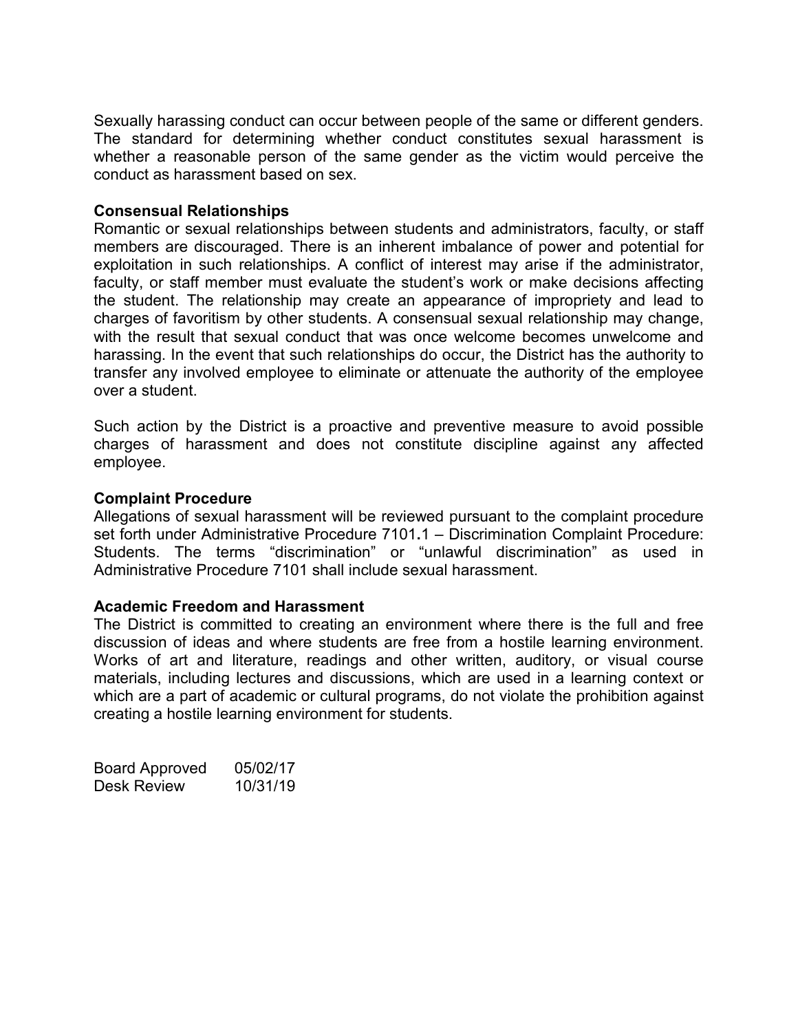Sexually harassing conduct can occur between people of the same or different genders. The standard for determining whether conduct constitutes sexual harassment is whether a reasonable person of the same gender as the victim would perceive the conduct as harassment based on sex.

**Consensual Relationships**
Romantic or sexual relationships between students and administrators, faculty, or staff members are discouraged. There is an inherent imbalance of power and potential for exploitation in such relationships. A conflict of interest may arise if the administrator, faculty, or staff member must evaluate the student's work or make decisions affecting the student. The relationship may create an appearance of impropriety and lead to charges of favoritism by other students. A consensual sexual relationship may change, with the result that sexual conduct that was once welcome becomes unwelcome and harassing. In the event that such relationships do occur, the District has the authority to transfer any involved employee to eliminate or attenuate the authority of the employee over a student.

Such action by the District is a proactive and preventive measure to avoid possible charges of harassment and does not constitute discipline against any affected employee.

**Complaint Procedure**
Allegations of sexual harassment will be reviewed pursuant to the complaint procedure set forth under Administrative Procedure 7101.1 – Discrimination Complaint Procedure: Students. The terms "discrimination" or "unlawful discrimination" as used in Administrative Procedure 7101 shall include sexual harassment.

**Academic Freedom and Harassment**
The District is committed to creating an environment where there is the full and free discussion of ideas and where students are free from a hostile learning environment. Works of art and literature, readings and other written, auditory, or visual course materials, including lectures and discussions, which are used in a learning context or which are a part of academic or cultural programs, do not violate the prohibition against creating a hostile learning environment for students.

| | |
|---|---|
| Board Approved | 05/02/17 |
| Desk Review | 10/31/19 |